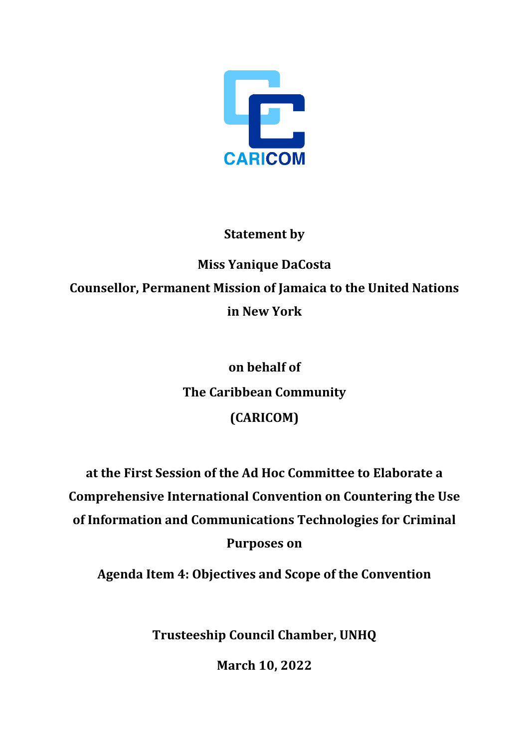CARICOM

**Statement by**

**Miss Yanique DaCosta**

**Counsellor, Permanent Mission of Jamaica to the United Nations in New York**

**on behalf of**

**The Caribbean Community (CARICOM)**

**at the First Session of the Ad Hoc Committee to Elaborate a Comprehensive International Convention on Countering the Use of Information and Communications Technologies for Criminal Purposes on**

**Agenda Item 4: Objectives and Scope of the Convention**

**Trusteeship Council Chamber, UNHQ**

**March 10, 2022**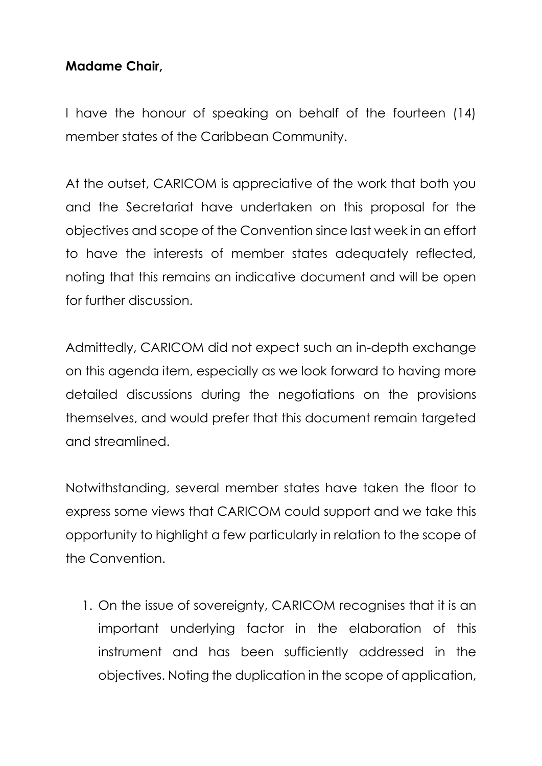**Madame Chair,**

I have the honour of speaking on behalf of the fourteen (14) member states of the Caribbean Community.

At the outset, CARICOM is appreciative of the work that both you and the Secretariat have undertaken on this proposal for the objectives and scope of the Convention since last week in an effort to have the interests of member states adequately reflected, noting that this remains an indicative document and will be open for further discussion.

Admittedly, CARICOM did not expect such an in-depth exchange on this agenda item, especially as we look forward to having more detailed discussions during the negotiations on the provisions themselves, and would prefer that this document remain targeted and streamlined.

Notwithstanding, several member states have taken the floor to express some views that CARICOM could support and we take this opportunity to highlight a few particularly in relation to the scope of the Convention.

1. On the issue of sovereignty, CARICOM recognises that it is an important underlying factor in the elaboration of this instrument and has been sufficiently addressed in the objectives. Noting the duplication in the scope of application,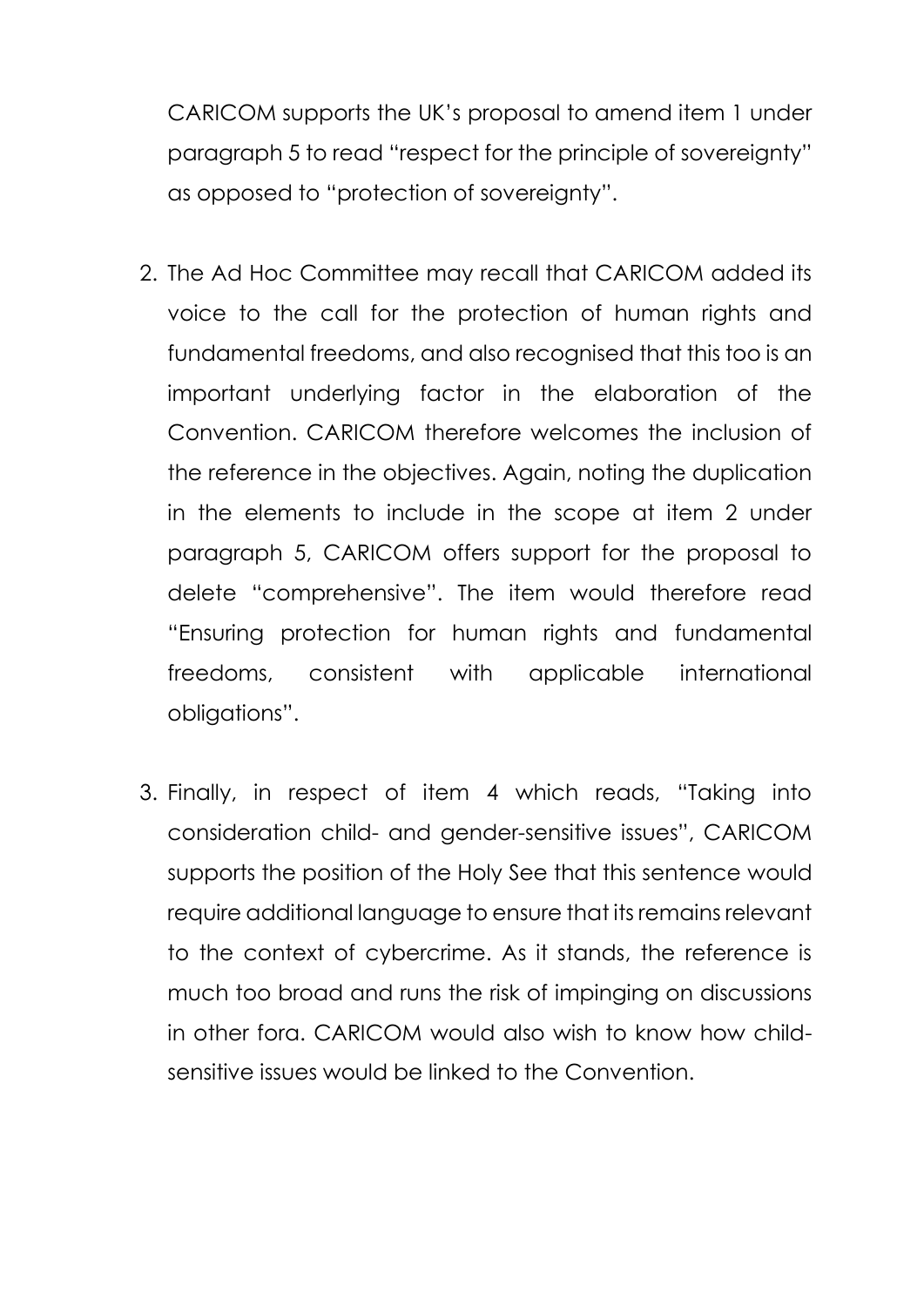CARICOM supports the UK's proposal to amend item 1 under paragraph 5 to read "respect for the principle of sovereignty" as opposed to "protection of sovereignty".

2. The Ad Hoc Committee may recall that CARICOM added its voice to the call for the protection of human rights and fundamental freedoms, and also recognised that this too is an important underlying factor in the elaboration of the Convention. CARICOM therefore welcomes the inclusion of the reference in the objectives. Again, noting the duplication in the elements to include in the scope at item 2 under paragraph 5, CARICOM offers support for the proposal to delete "comprehensive". The item would therefore read "Ensuring protection for human rights and fundamental freedoms, consistent with applicable international obligations".

3. Finally, in respect of item 4 which reads, "Taking into consideration child- and gender-sensitive issues", CARICOM supports the position of the Holy See that this sentence would require additional language to ensure that its remains relevant to the context of cybercrime. As it stands, the reference is much too broad and runs the risk of impinging on discussions in other fora. CARICOM would also wish to know how child-sensitive issues would be linked to the Convention.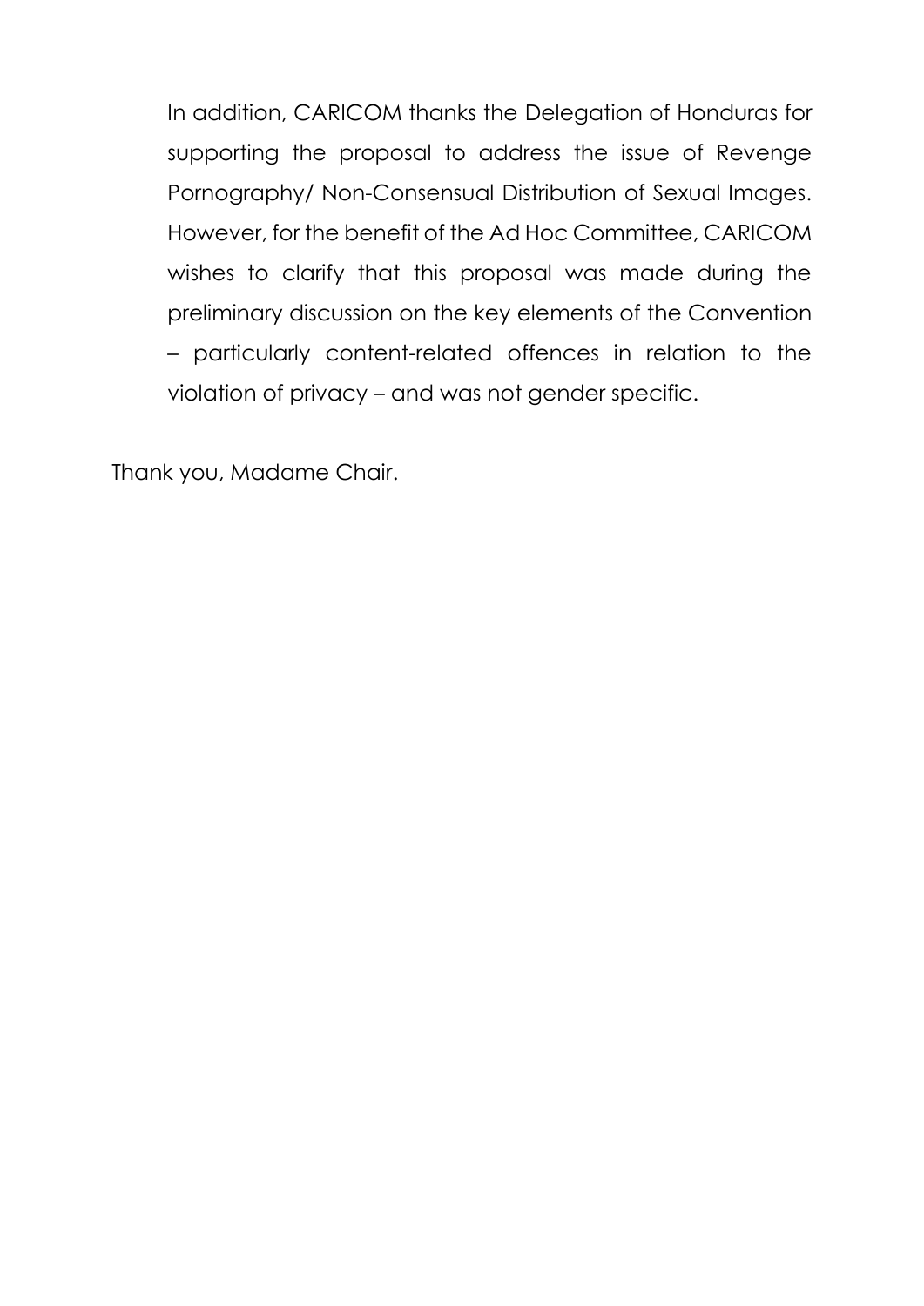In addition, CARICOM thanks the Delegation of Honduras for supporting the proposal to address the issue of Revenge Pornography/ Non-Consensual Distribution of Sexual Images. However, for the benefit of the Ad Hoc Committee, CARICOM wishes to clarify that this proposal was made during the preliminary discussion on the key elements of the Convention – particularly content-related offences in relation to the violation of privacy – and was not gender specific.

Thank you, Madame Chair.